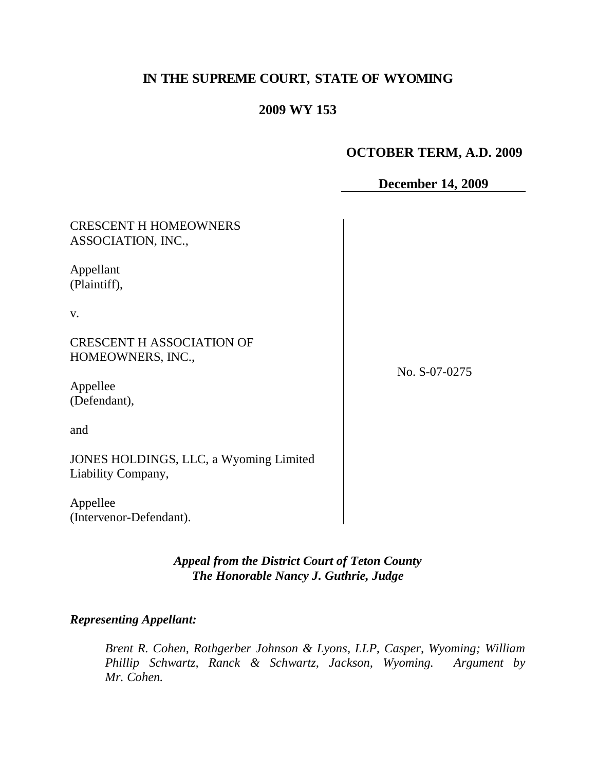# IN THE SUPREME COURT, STATE OF WYOMING

## 2009 WY 153

**OCTOBER TERM, A.D. 2009**

**December 14, 2009**

| | |
|---|---|
| CRESCENT H HOMEOWNERS ASSOCIATION, INC.,<br><br>Appellant (Plaintiff),<br><br>v.<br><br>CRESCENT H ASSOCIATION OF HOMEOWNERS, INC.,<br><br>Appellee (Defendant),<br><br>and<br><br>JONES HOLDINGS, LLC, a Wyoming Limited Liability Company,<br><br>Appellee (Intervenor-Defendant). | No. S-07-0275 |

***Appeal from the District Court of Teton County***
***The Honorable Nancy J. Guthrie, Judge***

***Representing Appellant:***

*Brent R. Cohen, Rothgerber Johnson & Lyons, LLP, Casper, Wyoming; William Phillip Schwartz, Ranck & Schwartz, Jackson, Wyoming. Argument by Mr. Cohen.*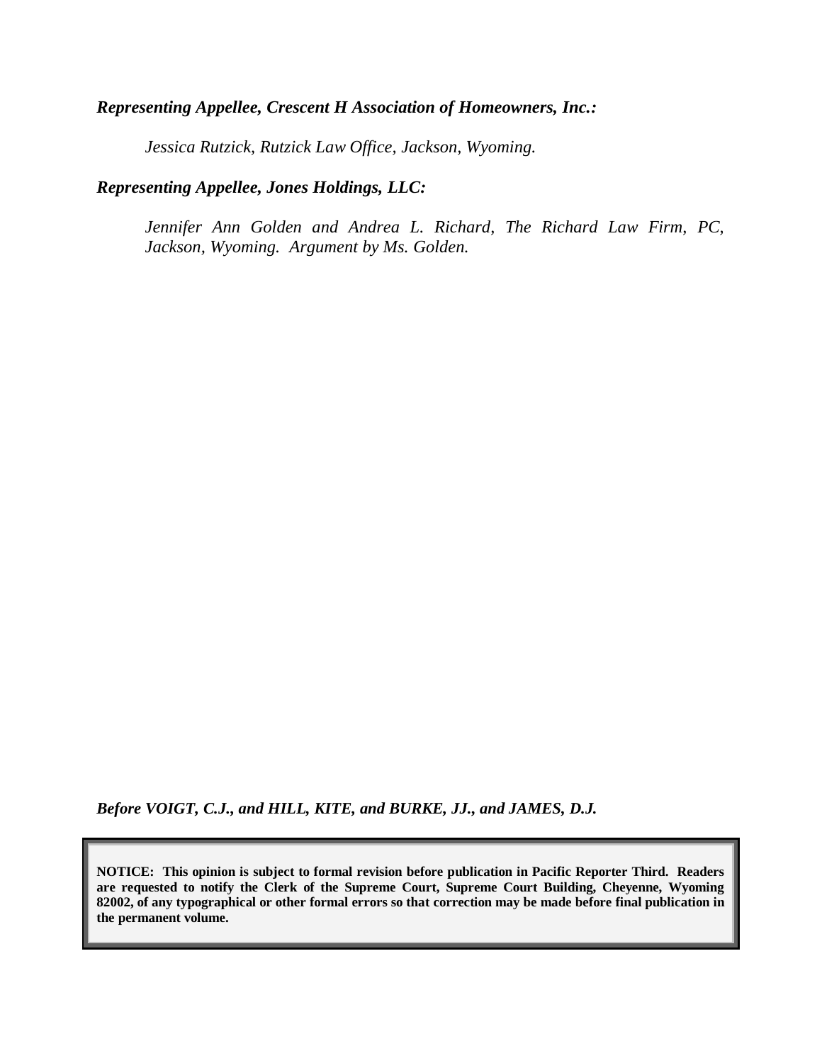***Representing Appellee, Crescent H Association of Homeowners, Inc.:***

*Jessica Rutzick, Rutzick Law Office, Jackson, Wyoming.*

***Representing Appellee, Jones Holdings, LLC:***

*Jennifer Ann Golden and Andrea L. Richard, The Richard Law Firm, PC, Jackson, Wyoming. Argument by Ms. Golden.*

***Before VOIGT, C.J., and HILL, KITE, and BURKE, JJ., and JAMES, D.J.***

**NOTICE: This opinion is subject to formal revision before publication in Pacific Reporter Third. Readers are requested to notify the Clerk of the Supreme Court, Supreme Court Building, Cheyenne, Wyoming 82002, of any typographical or other formal errors so that correction may be made before final publication in the permanent volume.**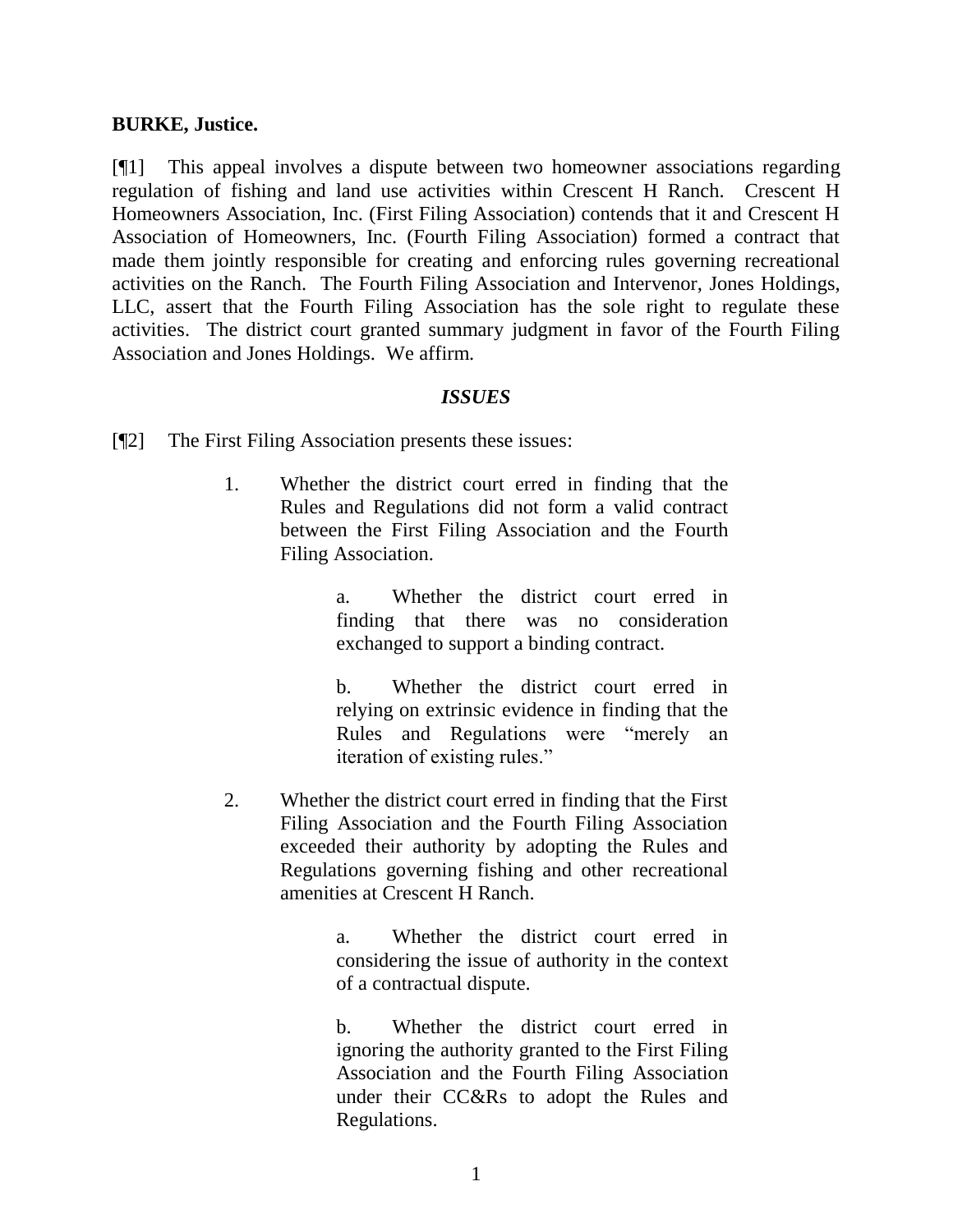**BURKE, Justice.**

[¶1] This appeal involves a dispute between two homeowner associations regarding regulation of fishing and land use activities within Crescent H Ranch. Crescent H Homeowners Association, Inc. (First Filing Association) contends that it and Crescent H Association of Homeowners, Inc. (Fourth Filing Association) formed a contract that made them jointly responsible for creating and enforcing rules governing recreational activities on the Ranch. The Fourth Filing Association and Intervenor, Jones Holdings, LLC, assert that the Fourth Filing Association has the sole right to regulate these activities. The district court granted summary judgment in favor of the Fourth Filing Association and Jones Holdings. We affirm.

### *ISSUES*

[¶2] The First Filing Association presents these issues:

> 1. Whether the district court erred in finding that the Rules and Regulations did not form a valid contract between the First Filing Association and the Fourth Filing Association.
>
>    a. Whether the district court erred in finding that there was no consideration exchanged to support a binding contract.
>
>    b. Whether the district court erred in relying on extrinsic evidence in finding that the Rules and Regulations were "merely an iteration of existing rules."
>
> 2. Whether the district court erred in finding that the First Filing Association and the Fourth Filing Association exceeded their authority by adopting the Rules and Regulations governing fishing and other recreational amenities at Crescent H Ranch.
>
>    a. Whether the district court erred in considering the issue of authority in the context of a contractual dispute.
>
>    b. Whether the district court erred in ignoring the authority granted to the First Filing Association and the Fourth Filing Association under their CC&Rs to adopt the Rules and Regulations.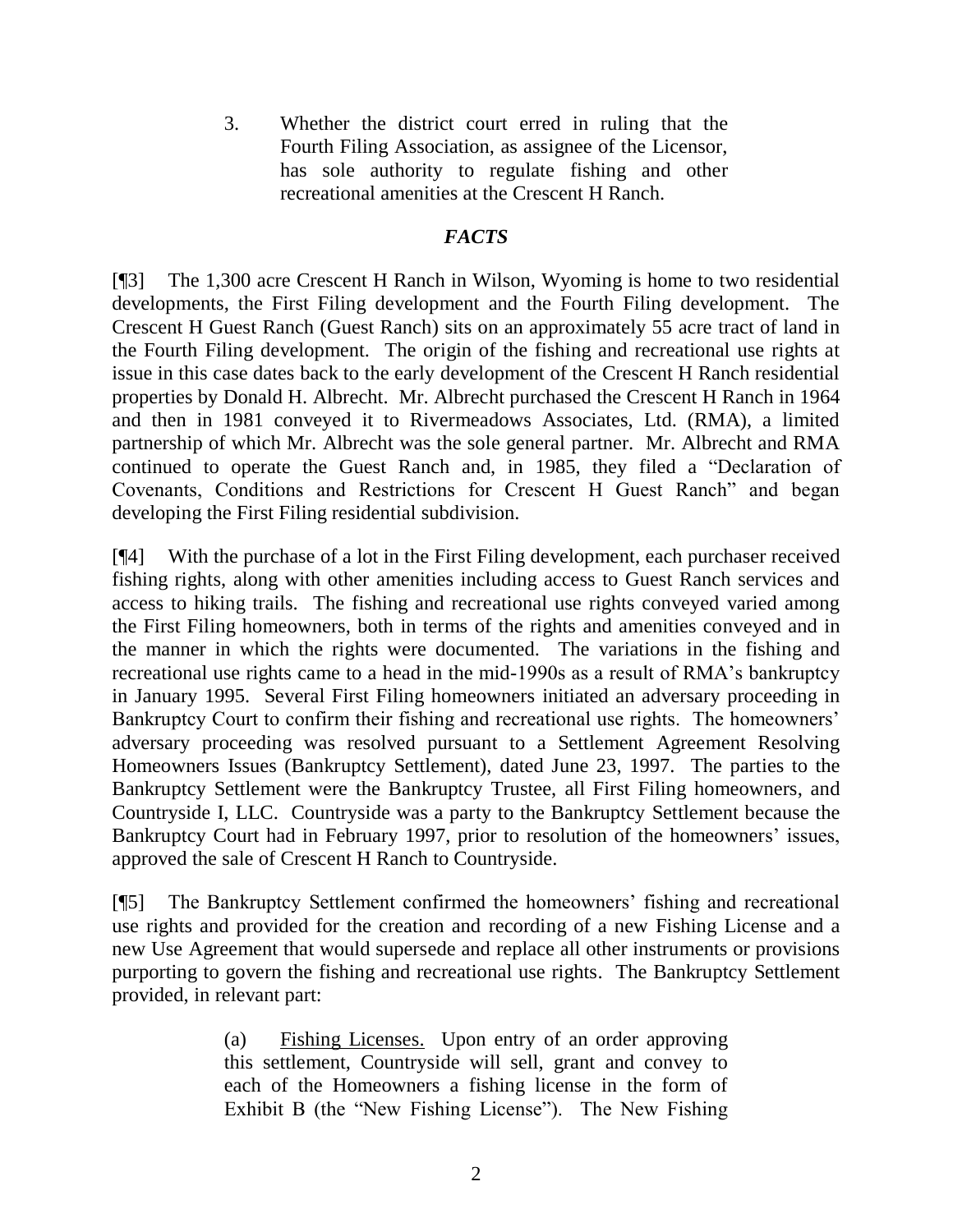3. Whether the district court erred in ruling that the Fourth Filing Association, as assignee of the Licensor, has sole authority to regulate fishing and other recreational amenities at the Crescent H Ranch.

## *FACTS*

[¶3] The 1,300 acre Crescent H Ranch in Wilson, Wyoming is home to two residential developments, the First Filing development and the Fourth Filing development. The Crescent H Guest Ranch (Guest Ranch) sits on an approximately 55 acre tract of land in the Fourth Filing development. The origin of the fishing and recreational use rights at issue in this case dates back to the early development of the Crescent H Ranch residential properties by Donald H. Albrecht. Mr. Albrecht purchased the Crescent H Ranch in 1964 and then in 1981 conveyed it to Rivermeadows Associates, Ltd. (RMA), a limited partnership of which Mr. Albrecht was the sole general partner. Mr. Albrecht and RMA continued to operate the Guest Ranch and, in 1985, they filed a "Declaration of Covenants, Conditions and Restrictions for Crescent H Guest Ranch" and began developing the First Filing residential subdivision.

[¶4] With the purchase of a lot in the First Filing development, each purchaser received fishing rights, along with other amenities including access to Guest Ranch services and access to hiking trails. The fishing and recreational use rights conveyed varied among the First Filing homeowners, both in terms of the rights and amenities conveyed and in the manner in which the rights were documented. The variations in the fishing and recreational use rights came to a head in the mid-1990s as a result of RMA's bankruptcy in January 1995. Several First Filing homeowners initiated an adversary proceeding in Bankruptcy Court to confirm their fishing and recreational use rights. The homeowners' adversary proceeding was resolved pursuant to a Settlement Agreement Resolving Homeowners Issues (Bankruptcy Settlement), dated June 23, 1997. The parties to the Bankruptcy Settlement were the Bankruptcy Trustee, all First Filing homeowners, and Countryside I, LLC. Countryside was a party to the Bankruptcy Settlement because the Bankruptcy Court had in February 1997, prior to resolution of the homeowners' issues, approved the sale of Crescent H Ranch to Countryside.

[¶5] The Bankruptcy Settlement confirmed the homeowners' fishing and recreational use rights and provided for the creation and recording of a new Fishing License and a new Use Agreement that would supersede and replace all other instruments or provisions purporting to govern the fishing and recreational use rights. The Bankruptcy Settlement provided, in relevant part:

> (a) <u>Fishing Licenses.</u> Upon entry of an order approving this settlement, Countryside will sell, grant and convey to each of the Homeowners a fishing license in the form of Exhibit B (the "New Fishing License"). The New Fishing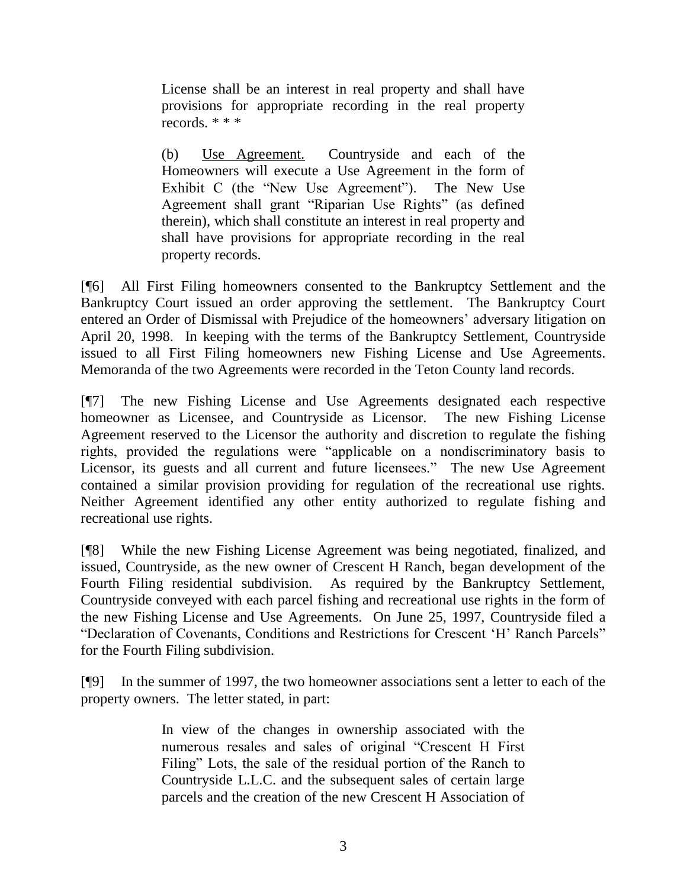> License shall be an interest in real property and shall have provisions for appropriate recording in the real property records. * * *
>
> (b) Use Agreement. Countryside and each of the Homeowners will execute a Use Agreement in the form of Exhibit C (the "New Use Agreement"). The New Use Agreement shall grant "Riparian Use Rights" (as defined therein), which shall constitute an interest in real property and shall have provisions for appropriate recording in the real property records.

[¶6] All First Filing homeowners consented to the Bankruptcy Settlement and the Bankruptcy Court issued an order approving the settlement. The Bankruptcy Court entered an Order of Dismissal with Prejudice of the homeowners' adversary litigation on April 20, 1998. In keeping with the terms of the Bankruptcy Settlement, Countryside issued to all First Filing homeowners new Fishing License and Use Agreements. Memoranda of the two Agreements were recorded in the Teton County land records.

[¶7] The new Fishing License and Use Agreements designated each respective homeowner as Licensee, and Countryside as Licensor. The new Fishing License Agreement reserved to the Licensor the authority and discretion to regulate the fishing rights, provided the regulations were "applicable on a nondiscriminatory basis to Licensor, its guests and all current and future licensees." The new Use Agreement contained a similar provision providing for regulation of the recreational use rights. Neither Agreement identified any other entity authorized to regulate fishing and recreational use rights.

[¶8] While the new Fishing License Agreement was being negotiated, finalized, and issued, Countryside, as the new owner of Crescent H Ranch, began development of the Fourth Filing residential subdivision. As required by the Bankruptcy Settlement, Countryside conveyed with each parcel fishing and recreational use rights in the form of the new Fishing License and Use Agreements. On June 25, 1997, Countryside filed a "Declaration of Covenants, Conditions and Restrictions for Crescent 'H' Ranch Parcels" for the Fourth Filing subdivision.

[¶9] In the summer of 1997, the two homeowner associations sent a letter to each of the property owners. The letter stated, in part:

> In view of the changes in ownership associated with the numerous resales and sales of original "Crescent H First Filing" Lots, the sale of the residual portion of the Ranch to Countryside L.L.C. and the subsequent sales of certain large parcels and the creation of the new Crescent H Association of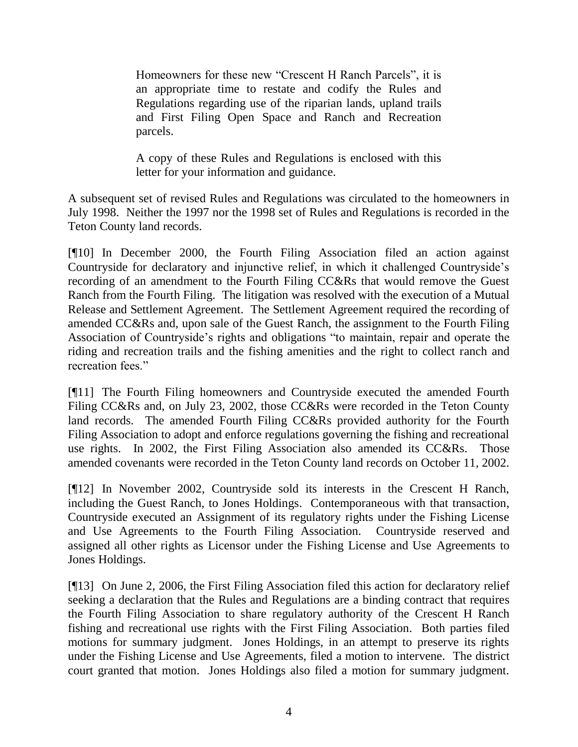> Homeowners for these new "Crescent H Ranch Parcels", it is an appropriate time to restate and codify the Rules and Regulations regarding use of the riparian lands, upland trails and First Filing Open Space and Ranch and Recreation parcels.
>
> A copy of these Rules and Regulations is enclosed with this letter for your information and guidance.

A subsequent set of revised Rules and Regulations was circulated to the homeowners in July 1998. Neither the 1997 nor the 1998 set of Rules and Regulations is recorded in the Teton County land records.

[¶10] In December 2000, the Fourth Filing Association filed an action against Countryside for declaratory and injunctive relief, in which it challenged Countryside's recording of an amendment to the Fourth Filing CC&Rs that would remove the Guest Ranch from the Fourth Filing. The litigation was resolved with the execution of a Mutual Release and Settlement Agreement. The Settlement Agreement required the recording of amended CC&Rs and, upon sale of the Guest Ranch, the assignment to the Fourth Filing Association of Countryside's rights and obligations "to maintain, repair and operate the riding and recreation trails and the fishing amenities and the right to collect ranch and recreation fees."

[¶11] The Fourth Filing homeowners and Countryside executed the amended Fourth Filing CC&Rs and, on July 23, 2002, those CC&Rs were recorded in the Teton County land records. The amended Fourth Filing CC&Rs provided authority for the Fourth Filing Association to adopt and enforce regulations governing the fishing and recreational use rights. In 2002, the First Filing Association also amended its CC&Rs. Those amended covenants were recorded in the Teton County land records on October 11, 2002.

[¶12] In November 2002, Countryside sold its interests in the Crescent H Ranch, including the Guest Ranch, to Jones Holdings. Contemporaneous with that transaction, Countryside executed an Assignment of its regulatory rights under the Fishing License and Use Agreements to the Fourth Filing Association. Countryside reserved and assigned all other rights as Licensor under the Fishing License and Use Agreements to Jones Holdings.

[¶13] On June 2, 2006, the First Filing Association filed this action for declaratory relief seeking a declaration that the Rules and Regulations are a binding contract that requires the Fourth Filing Association to share regulatory authority of the Crescent H Ranch fishing and recreational use rights with the First Filing Association. Both parties filed motions for summary judgment. Jones Holdings, in an attempt to preserve its rights under the Fishing License and Use Agreements, filed a motion to intervene. The district court granted that motion. Jones Holdings also filed a motion for summary judgment.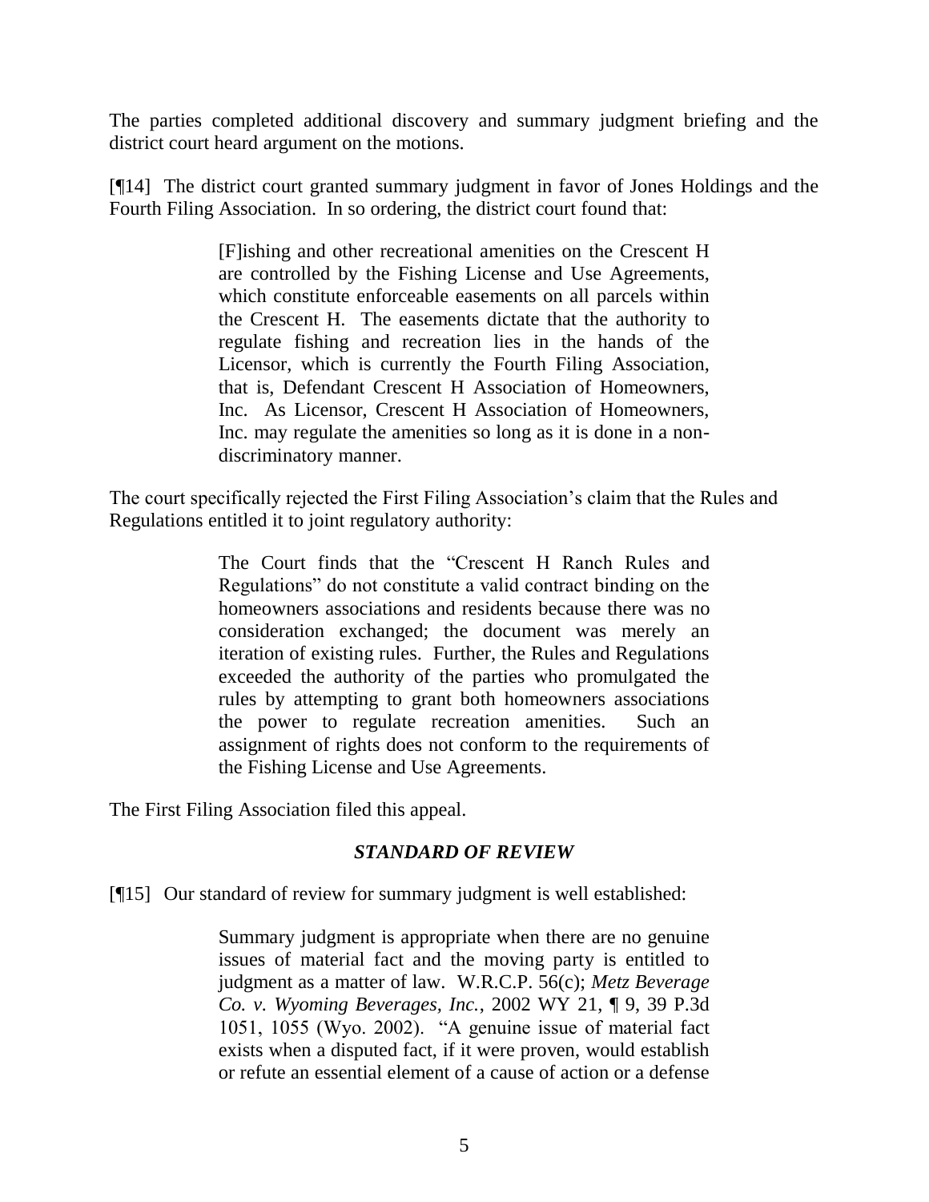The parties completed additional discovery and summary judgment briefing and the district court heard argument on the motions.

[¶14] The district court granted summary judgment in favor of Jones Holdings and the Fourth Filing Association. In so ordering, the district court found that:

> [F]ishing and other recreational amenities on the Crescent H are controlled by the Fishing License and Use Agreements, which constitute enforceable easements on all parcels within the Crescent H. The easements dictate that the authority to regulate fishing and recreation lies in the hands of the Licensor, which is currently the Fourth Filing Association, that is, Defendant Crescent H Association of Homeowners, Inc. As Licensor, Crescent H Association of Homeowners, Inc. may regulate the amenities so long as it is done in a non-discriminatory manner.

The court specifically rejected the First Filing Association's claim that the Rules and Regulations entitled it to joint regulatory authority:

> The Court finds that the "Crescent H Ranch Rules and Regulations" do not constitute a valid contract binding on the homeowners associations and residents because there was no consideration exchanged; the document was merely an iteration of existing rules. Further, the Rules and Regulations exceeded the authority of the parties who promulgated the rules by attempting to grant both homeowners associations the power to regulate recreation amenities. Such an assignment of rights does not conform to the requirements of the Fishing License and Use Agreements.

The First Filing Association filed this appeal.

## *STANDARD OF REVIEW*

[¶15] Our standard of review for summary judgment is well established:

> Summary judgment is appropriate when there are no genuine issues of material fact and the moving party is entitled to judgment as a matter of law. W.R.C.P. 56(c); *Metz Beverage Co. v. Wyoming Beverages, Inc.*, 2002 WY 21, ¶ 9, 39 P.3d 1051, 1055 (Wyo. 2002). "A genuine issue of material fact exists when a disputed fact, if it were proven, would establish or refute an essential element of a cause of action or a defense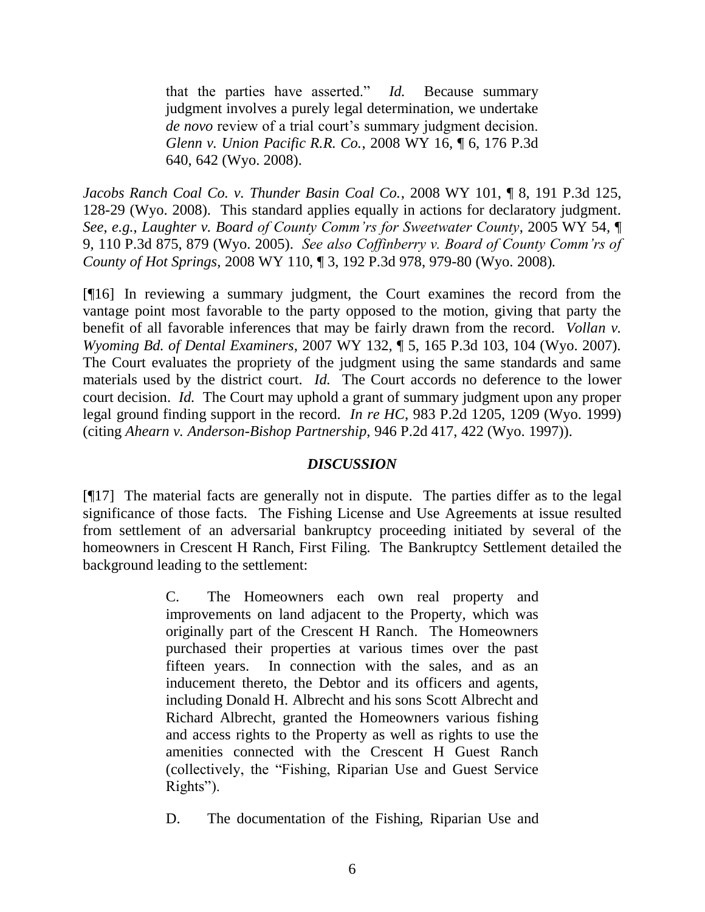> that the parties have asserted." *Id.* Because summary judgment involves a purely legal determination, we undertake *de novo* review of a trial court's summary judgment decision. *Glenn v. Union Pacific R.R. Co.*, 2008 WY 16, ¶ 6, 176 P.3d 640, 642 (Wyo. 2008).

*Jacobs Ranch Coal Co. v. Thunder Basin Coal Co.*, 2008 WY 101, ¶ 8, 191 P.3d 125, 128-29 (Wyo. 2008). This standard applies equally in actions for declaratory judgment. *See*, *e.g.*, *Laughter v. Board of County Comm'rs for Sweetwater County*, 2005 WY 54, ¶ 9, 110 P.3d 875, 879 (Wyo. 2005). *See also Coffinberry v. Board of County Comm'rs of County of Hot Springs*, 2008 WY 110, ¶ 3, 192 P.3d 978, 979-80 (Wyo. 2008).

[¶16] In reviewing a summary judgment, the Court examines the record from the vantage point most favorable to the party opposed to the motion, giving that party the benefit of all favorable inferences that may be fairly drawn from the record. *Vollan v. Wyoming Bd. of Dental Examiners*, 2007 WY 132, ¶ 5, 165 P.3d 103, 104 (Wyo. 2007). The Court evaluates the propriety of the judgment using the same standards and same materials used by the district court. *Id.* The Court accords no deference to the lower court decision. *Id.* The Court may uphold a grant of summary judgment upon any proper legal ground finding support in the record. *In re HC*, 983 P.2d 1205, 1209 (Wyo. 1999) (citing *Ahearn v. Anderson-Bishop Partnership*, 946 P.2d 417, 422 (Wyo. 1997)).

## *DISCUSSION*

[¶17] The material facts are generally not in dispute. The parties differ as to the legal significance of those facts. The Fishing License and Use Agreements at issue resulted from settlement of an adversarial bankruptcy proceeding initiated by several of the homeowners in Crescent H Ranch, First Filing. The Bankruptcy Settlement detailed the background leading to the settlement:

> C. The Homeowners each own real property and improvements on land adjacent to the Property, which was originally part of the Crescent H Ranch. The Homeowners purchased their properties at various times over the past fifteen years. In connection with the sales, and as an inducement thereto, the Debtor and its officers and agents, including Donald H. Albrecht and his sons Scott Albrecht and Richard Albrecht, granted the Homeowners various fishing and access rights to the Property as well as rights to use the amenities connected with the Crescent H Guest Ranch (collectively, the "Fishing, Riparian Use and Guest Service Rights").
>
> D. The documentation of the Fishing, Riparian Use and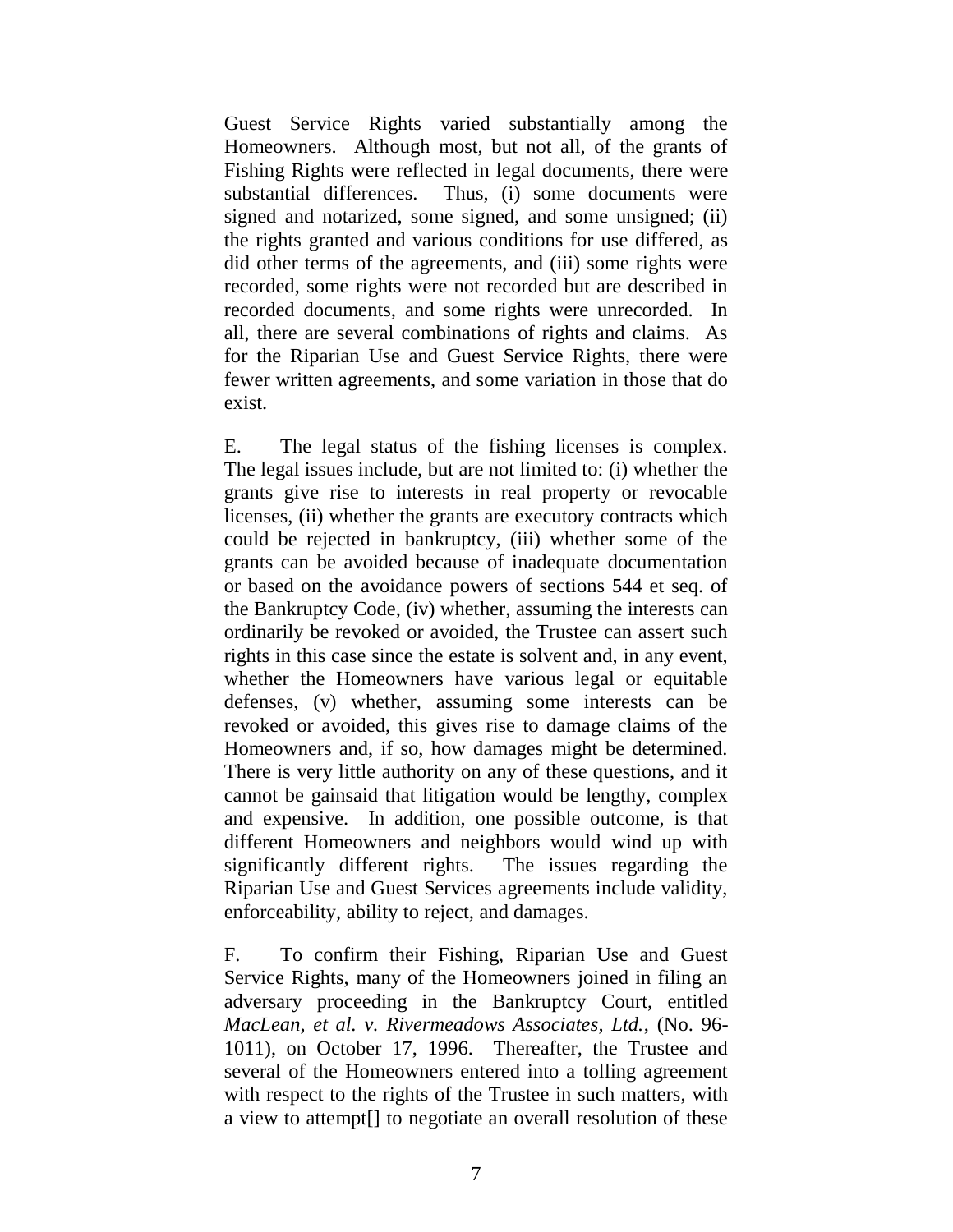Guest Service Rights varied substantially among the Homeowners. Although most, but not all, of the grants of Fishing Rights were reflected in legal documents, there were substantial differences. Thus, (i) some documents were signed and notarized, some signed, and some unsigned; (ii) the rights granted and various conditions for use differed, as did other terms of the agreements, and (iii) some rights were recorded, some rights were not recorded but are described in recorded documents, and some rights were unrecorded. In all, there are several combinations of rights and claims. As for the Riparian Use and Guest Service Rights, there were fewer written agreements, and some variation in those that do exist.

E. The legal status of the fishing licenses is complex. The legal issues include, but are not limited to: (i) whether the grants give rise to interests in real property or revocable licenses, (ii) whether the grants are executory contracts which could be rejected in bankruptcy, (iii) whether some of the grants can be avoided because of inadequate documentation or based on the avoidance powers of sections 544 et seq. of the Bankruptcy Code, (iv) whether, assuming the interests can ordinarily be revoked or avoided, the Trustee can assert such rights in this case since the estate is solvent and, in any event, whether the Homeowners have various legal or equitable defenses, (v) whether, assuming some interests can be revoked or avoided, this gives rise to damage claims of the Homeowners and, if so, how damages might be determined. There is very little authority on any of these questions, and it cannot be gainsaid that litigation would be lengthy, complex and expensive. In addition, one possible outcome, is that different Homeowners and neighbors would wind up with significantly different rights. The issues regarding the Riparian Use and Guest Services agreements include validity, enforceability, ability to reject, and damages.

F. To confirm their Fishing, Riparian Use and Guest Service Rights, many of the Homeowners joined in filing an adversary proceeding in the Bankruptcy Court, entitled *MacLean, et al. v. Rivermeadows Associates, Ltd.*, (No. 96-1011), on October 17, 1996. Thereafter, the Trustee and several of the Homeowners entered into a tolling agreement with respect to the rights of the Trustee in such matters, with a view to attempt[] to negotiate an overall resolution of these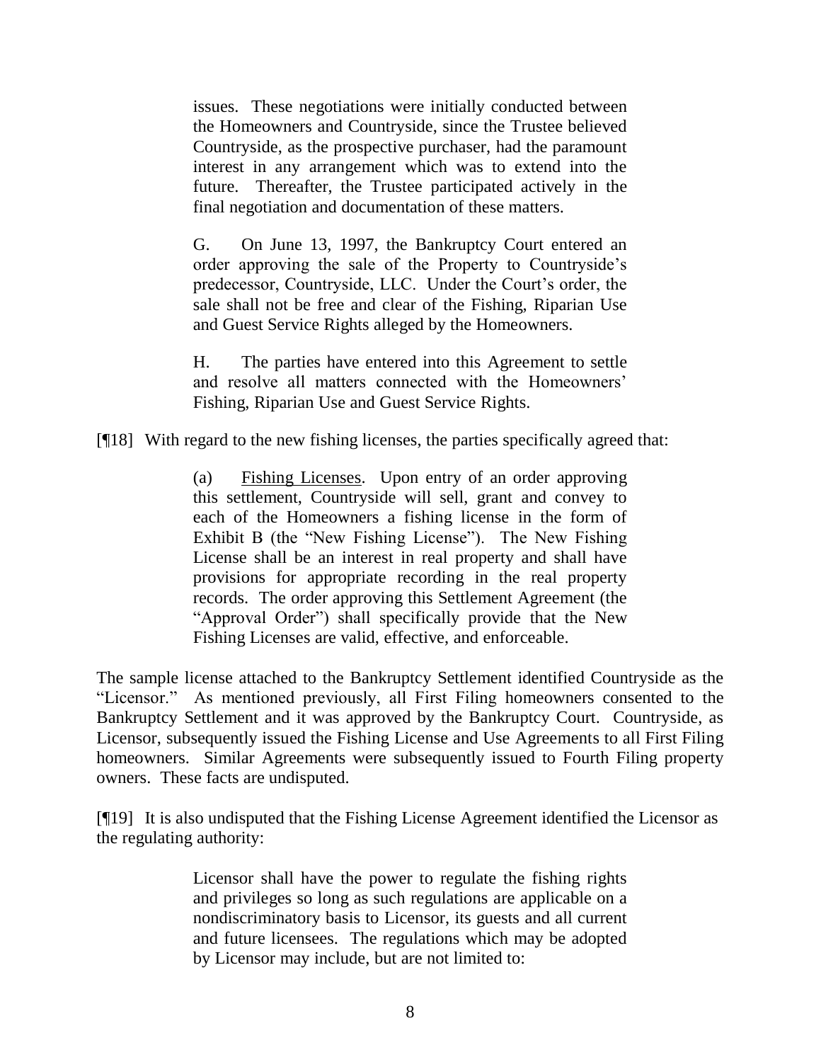> issues. These negotiations were initially conducted between the Homeowners and Countryside, since the Trustee believed Countryside, as the prospective purchaser, had the paramount interest in any arrangement which was to extend into the future. Thereafter, the Trustee participated actively in the final negotiation and documentation of these matters.
>
> G. On June 13, 1997, the Bankruptcy Court entered an order approving the sale of the Property to Countryside's predecessor, Countryside, LLC. Under the Court's order, the sale shall not be free and clear of the Fishing, Riparian Use and Guest Service Rights alleged by the Homeowners.
>
> H. The parties have entered into this Agreement to settle and resolve all matters connected with the Homeowners' Fishing, Riparian Use and Guest Service Rights.

[¶18] With regard to the new fishing licenses, the parties specifically agreed that:

> (a) Fishing Licenses. Upon entry of an order approving this settlement, Countryside will sell, grant and convey to each of the Homeowners a fishing license in the form of Exhibit B (the "New Fishing License"). The New Fishing License shall be an interest in real property and shall have provisions for appropriate recording in the real property records. The order approving this Settlement Agreement (the "Approval Order") shall specifically provide that the New Fishing Licenses are valid, effective, and enforceable.

The sample license attached to the Bankruptcy Settlement identified Countryside as the "Licensor." As mentioned previously, all First Filing homeowners consented to the Bankruptcy Settlement and it was approved by the Bankruptcy Court. Countryside, as Licensor, subsequently issued the Fishing License and Use Agreements to all First Filing homeowners. Similar Agreements were subsequently issued to Fourth Filing property owners. These facts are undisputed.

[¶19] It is also undisputed that the Fishing License Agreement identified the Licensor as the regulating authority:

> Licensor shall have the power to regulate the fishing rights and privileges so long as such regulations are applicable on a nondiscriminatory basis to Licensor, its guests and all current and future licensees. The regulations which may be adopted by Licensor may include, but are not limited to: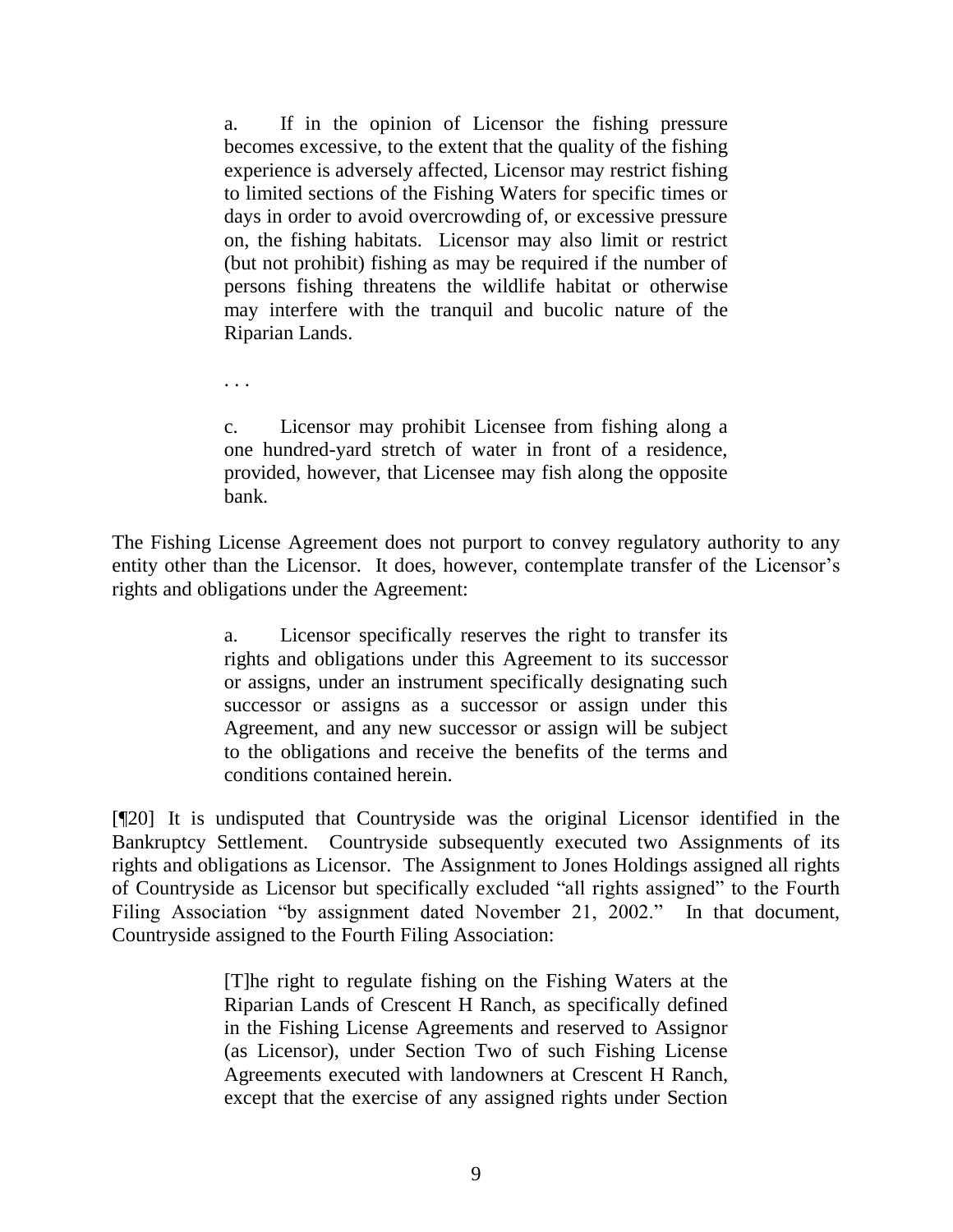> a. If in the opinion of Licensor the fishing pressure becomes excessive, to the extent that the quality of the fishing experience is adversely affected, Licensor may restrict fishing to limited sections of the Fishing Waters for specific times or days in order to avoid overcrowding of, or excessive pressure on, the fishing habitats. Licensor may also limit or restrict (but not prohibit) fishing as may be required if the number of persons fishing threatens the wildlife habitat or otherwise may interfere with the tranquil and bucolic nature of the Riparian Lands.
>
> . . .
>
> c. Licensor may prohibit Licensee from fishing along a one hundred-yard stretch of water in front of a residence, provided, however, that Licensee may fish along the opposite bank.

The Fishing License Agreement does not purport to convey regulatory authority to any entity other than the Licensor. It does, however, contemplate transfer of the Licensor's rights and obligations under the Agreement:

> a. Licensor specifically reserves the right to transfer its rights and obligations under this Agreement to its successor or assigns, under an instrument specifically designating such successor or assigns as a successor or assign under this Agreement, and any new successor or assign will be subject to the obligations and receive the benefits of the terms and conditions contained herein.

[¶20] It is undisputed that Countryside was the original Licensor identified in the Bankruptcy Settlement. Countryside subsequently executed two Assignments of its rights and obligations as Licensor. The Assignment to Jones Holdings assigned all rights of Countryside as Licensor but specifically excluded "all rights assigned" to the Fourth Filing Association "by assignment dated November 21, 2002." In that document, Countryside assigned to the Fourth Filing Association:

> [T]he right to regulate fishing on the Fishing Waters at the Riparian Lands of Crescent H Ranch, as specifically defined in the Fishing License Agreements and reserved to Assignor (as Licensor), under Section Two of such Fishing License Agreements executed with landowners at Crescent H Ranch, except that the exercise of any assigned rights under Section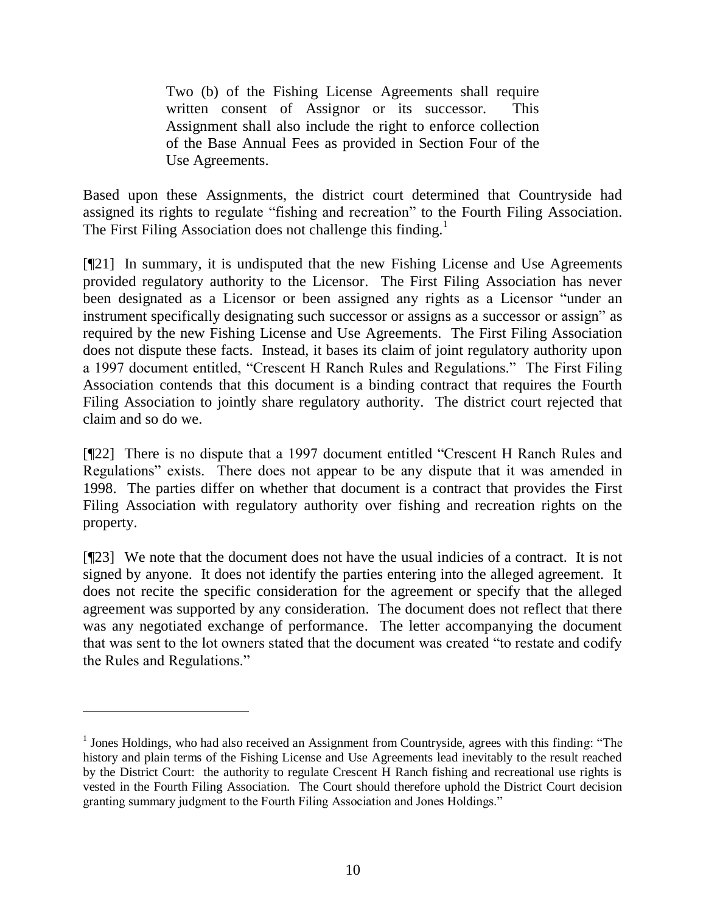> Two (b) of the Fishing License Agreements shall require written consent of Assignor or its successor. This Assignment shall also include the right to enforce collection of the Base Annual Fees as provided in Section Four of the Use Agreements.

Based upon these Assignments, the district court determined that Countryside had assigned its rights to regulate "fishing and recreation" to the Fourth Filing Association. The First Filing Association does not challenge this finding.[1]

[¶21] In summary, it is undisputed that the new Fishing License and Use Agreements provided regulatory authority to the Licensor. The First Filing Association has never been designated as a Licensor or been assigned any rights as a Licensor "under an instrument specifically designating such successor or assigns as a successor or assign" as required by the new Fishing License and Use Agreements. The First Filing Association does not dispute these facts. Instead, it bases its claim of joint regulatory authority upon a 1997 document entitled, "Crescent H Ranch Rules and Regulations." The First Filing Association contends that this document is a binding contract that requires the Fourth Filing Association to jointly share regulatory authority. The district court rejected that claim and so do we.

[¶22] There is no dispute that a 1997 document entitled "Crescent H Ranch Rules and Regulations" exists. There does not appear to be any dispute that it was amended in 1998. The parties differ on whether that document is a contract that provides the First Filing Association with regulatory authority over fishing and recreation rights on the property.

[¶23] We note that the document does not have the usual indicies of a contract. It is not signed by anyone. It does not identify the parties entering into the alleged agreement. It does not recite the specific consideration for the agreement or specify that the alleged agreement was supported by any consideration. The document does not reflect that there was any negotiated exchange of performance. The letter accompanying the document that was sent to the lot owners stated that the document was created "to restate and codify the Rules and Regulations."

---

[1] Jones Holdings, who had also received an Assignment from Countryside, agrees with this finding: "The history and plain terms of the Fishing License and Use Agreements lead inevitably to the result reached by the District Court: the authority to regulate Crescent H Ranch fishing and recreational use rights is vested in the Fourth Filing Association. The Court should therefore uphold the District Court decision granting summary judgment to the Fourth Filing Association and Jones Holdings."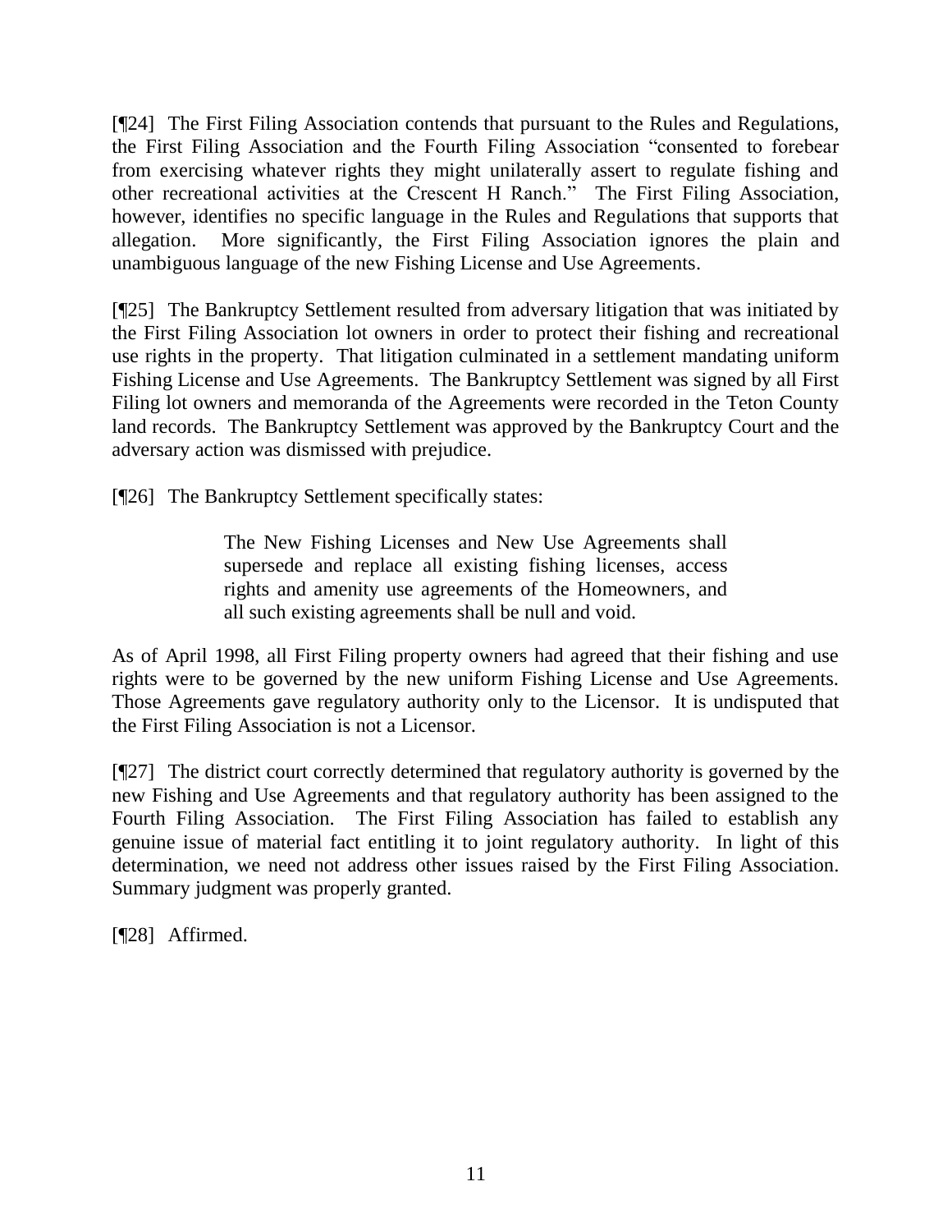[¶24] The First Filing Association contends that pursuant to the Rules and Regulations, the First Filing Association and the Fourth Filing Association "consented to forebear from exercising whatever rights they might unilaterally assert to regulate fishing and other recreational activities at the Crescent H Ranch." The First Filing Association, however, identifies no specific language in the Rules and Regulations that supports that allegation. More significantly, the First Filing Association ignores the plain and unambiguous language of the new Fishing License and Use Agreements.

[¶25] The Bankruptcy Settlement resulted from adversary litigation that was initiated by the First Filing Association lot owners in order to protect their fishing and recreational use rights in the property. That litigation culminated in a settlement mandating uniform Fishing License and Use Agreements. The Bankruptcy Settlement was signed by all First Filing lot owners and memoranda of the Agreements were recorded in the Teton County land records. The Bankruptcy Settlement was approved by the Bankruptcy Court and the adversary action was dismissed with prejudice.

[¶26] The Bankruptcy Settlement specifically states:

> The New Fishing Licenses and New Use Agreements shall supersede and replace all existing fishing licenses, access rights and amenity use agreements of the Homeowners, and all such existing agreements shall be null and void.

As of April 1998, all First Filing property owners had agreed that their fishing and use rights were to be governed by the new uniform Fishing License and Use Agreements. Those Agreements gave regulatory authority only to the Licensor. It is undisputed that the First Filing Association is not a Licensor.

[¶27] The district court correctly determined that regulatory authority is governed by the new Fishing and Use Agreements and that regulatory authority has been assigned to the Fourth Filing Association. The First Filing Association has failed to establish any genuine issue of material fact entitling it to joint regulatory authority. In light of this determination, we need not address other issues raised by the First Filing Association. Summary judgment was properly granted.

[¶28] Affirmed.